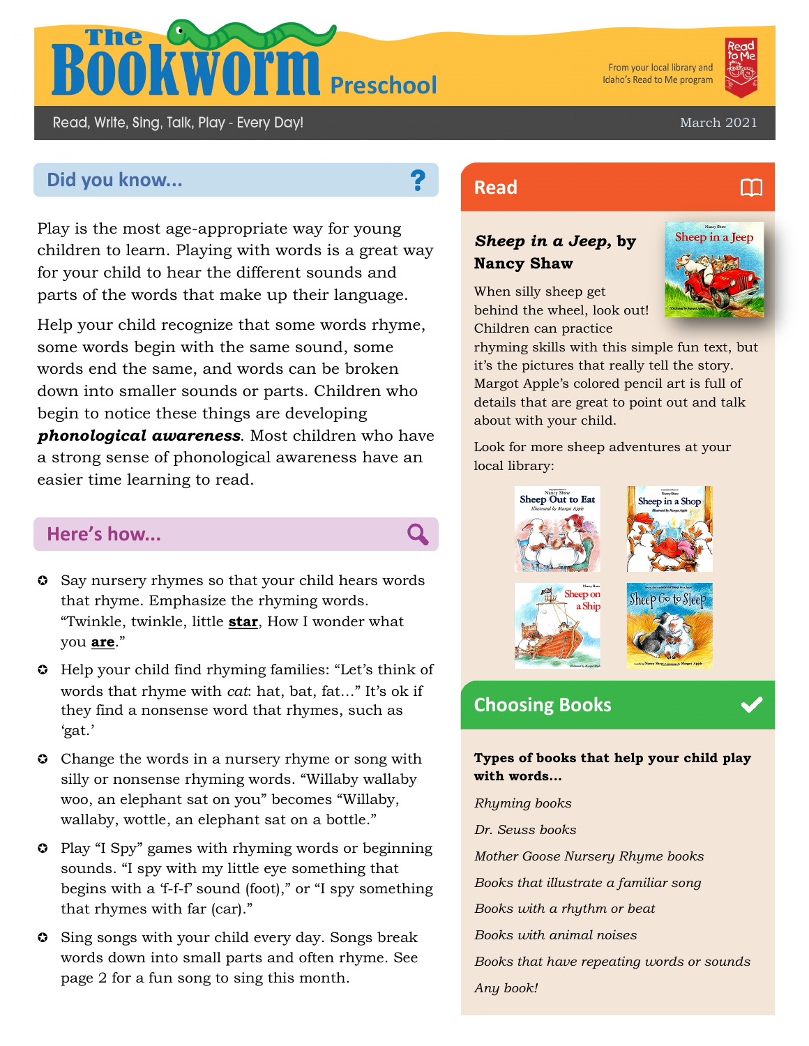# The Bookworm Preschool

From your local library and Idaho's Read to Me program

Read, Write, Sing, Talk, Play - Every Day!

March 2021

## Did you know...

Play is the most age-appropriate way for young children to learn. Playing with words is a great way for your child to hear the different sounds and parts of the words that make up their language.

Help your child recognize that some words rhyme, some words begin with the same sound, some words end the same, and words can be broken down into smaller sounds or parts. Children who begin to notice these things are developing ***phonological awareness***. Most children who have a strong sense of phonological awareness have an easier time learning to read.

## Here's how...

- Say nursery rhymes so that your child hears words that rhyme. Emphasize the rhyming words. "Twinkle, twinkle, little **star**, How I wonder what you **are**."
- Help your child find rhyming families: "Let's think of words that rhyme with *cat*: hat, bat, fat…" It's ok if they find a nonsense word that rhymes, such as 'gat.'
- Change the words in a nursery rhyme or song with silly or nonsense rhyming words. "Willaby wallaby woo, an elephant sat on you" becomes "Willaby, wallaby, wottle, an elephant sat on a bottle."
- Play "I Spy" games with rhyming words or beginning sounds. "I spy with my little eye something that begins with a 'f-f-f' sound (foot)," or "I spy something that rhymes with far (car)."
- Sing songs with your child every day. Songs break words down into small parts and often rhyme. See page 2 for a fun song to sing this month.

## Read

***Sheep in a Jeep*, by Nancy Shaw**

When silly sheep get behind the wheel, look out! Children can practice rhyming skills with this simple fun text, but it's the pictures that really tell the story. Margot Apple's colored pencil art is full of details that are great to point out and talk about with your child.

Look for more sheep adventures at your local library:

- Sheep Out to Eat
- Sheep in a Shop
- Sheep on a Ship
- Sheep Go to Sleep

## Choosing Books

**Types of books that help your child play with words…**

*Rhyming books*

*Dr. Seuss books*

*Mother Goose Nursery Rhyme books*

*Books that illustrate a familiar song*

*Books with a rhythm or beat*

*Books with animal noises*

*Books that have repeating words or sounds*

*Any book!*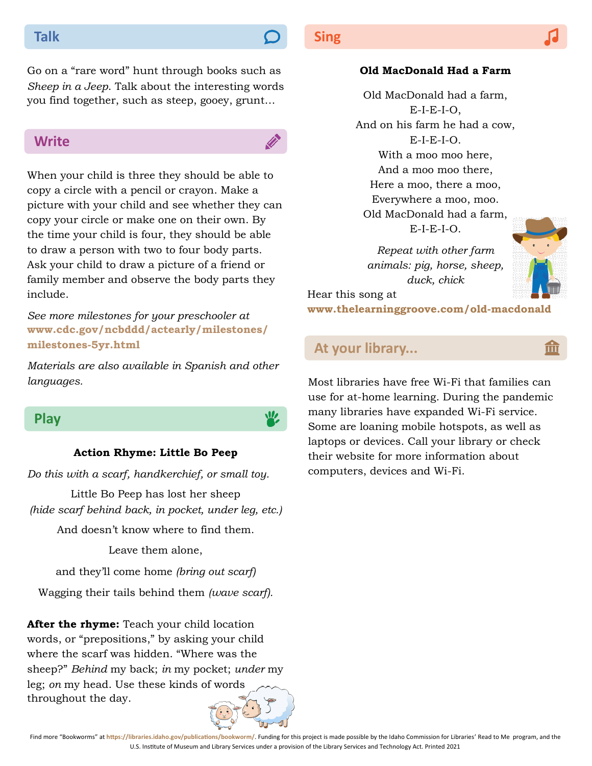## Talk

Go on a "rare word" hunt through books such as *Sheep in a Jeep*. Talk about the interesting words you find together, such as steep, gooey, grunt…

## Write

When your child is three they should be able to copy a circle with a pencil or crayon. Make a picture with your child and see whether they can copy your circle or make one on their own. By the time your child is four, they should be able to draw a person with two to four body parts. Ask your child to draw a picture of a friend or family member and observe the body parts they include.

*See more milestones for your preschooler at* **www.cdc.gov/ncbddd/actearly/milestones/milestones-5yr.html**

*Materials are also available in Spanish and other languages.*

## Play

**Action Rhyme: Little Bo Peep**

*Do this with a scarf, handkerchief, or small toy.*

Little Bo Peep has lost her sheep
*(hide scarf behind back, in pocket, under leg, etc.)*

And doesn't know where to find them.

Leave them alone,

and they'll come home *(bring out scarf)*

Wagging their tails behind them *(wave scarf)*.

**After the rhyme:** Teach your child location words, or "prepositions," by asking your child where the scarf was hidden. "Where was the sheep?" *Behind* my back; *in* my pocket; *under* my leg; *on* my head. Use these kinds of words throughout the day.

## Sing

**Old MacDonald Had a Farm**

Old MacDonald had a farm,
E-I-E-I-O,
And on his farm he had a cow,
E-I-E-I-O.
With a moo moo here,
And a moo moo there,
Here a moo, there a moo,
Everywhere a moo, moo.
Old MacDonald had a farm,
E-I-E-I-O.

*Repeat with other farm animals: pig, horse, sheep, duck, chick*

Hear this song at **www.thelearninggroove.com/old-macdonald**

## At your library...

Most libraries have free Wi-Fi that families can use for at-home learning. During the pandemic many libraries have expanded Wi-Fi service. Some are loaning mobile hotspots, as well as laptops or devices. Call your library or check their website for more information about computers, devices and Wi-Fi.

Find more "Bookworms" at https://libraries.idaho.gov/publications/bookworm/. Funding for this project is made possible by the Idaho Commission for Libraries' Read to Me program, and the U.S. Institute of Museum and Library Services under a provision of the Library Services and Technology Act. Printed 2021